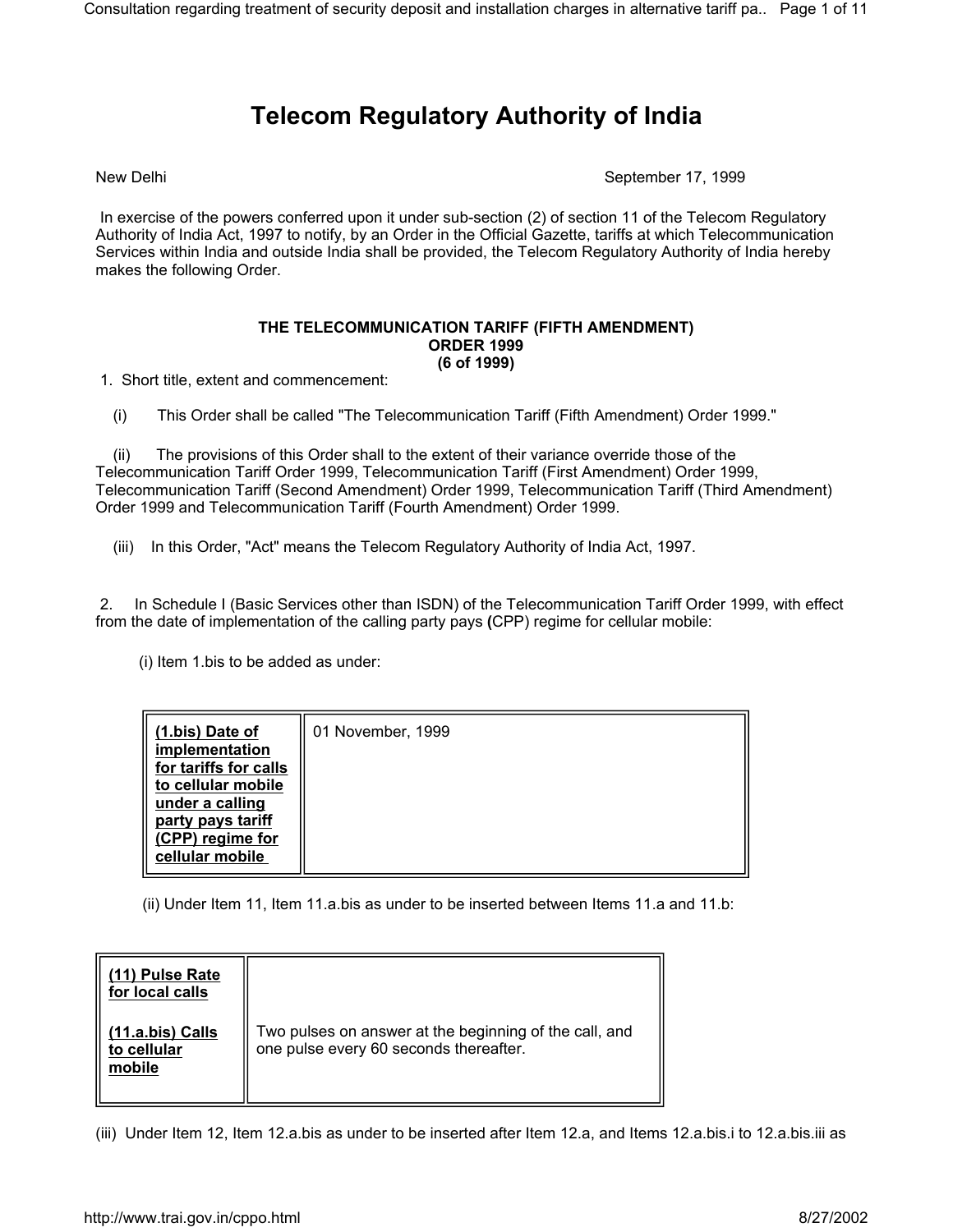# Telecom Regulatory Authority of India

New Delhi September 17, 1999

In exercise of the powers conferred upon it under sub-section (2) of section 11 of the Telecom Regulatory Authority of India Act, 1997 to notify, by an Order in the Official Gazette, tariffs at which Telecommunication Services within India and outside India shall be provided, the Telecom Regulatory Authority of India hereby makes the following Order.

**THE TELECOMMUNICATION TARIFF (FIFTH AMENDMENT) ORDER 1999 (6 of 1999)**

1. Short title, extent and commencement:

(i) This Order shall be called "The Telecommunication Tariff (Fifth Amendment) Order 1999."

(ii) The provisions of this Order shall to the extent of their variance override those of the Telecommunication Tariff Order 1999, Telecommunication Tariff (First Amendment) Order 1999, Telecommunication Tariff (Second Amendment) Order 1999, Telecommunication Tariff (Third Amendment) Order 1999 and Telecommunication Tariff (Fourth Amendment) Order 1999.

(iii) In this Order, "Act" means the Telecom Regulatory Authority of India Act, 1997.

2. In Schedule I (Basic Services other than ISDN) of the Telecommunication Tariff Order 1999, with effect from the date of implementation of the calling party pays (CPP) regime for cellular mobile:

(i) Item 1.bis to be added as under:

| (1.bis) Date of implementation for tariffs for calls to cellular mobile under a calling party pays tariff (CPP) regime for cellular mobile | 01 November, 1999 |
|---|---|

(ii) Under Item 11, Item 11.a.bis as under to be inserted between Items 11.a and 11.b:

| (11) Pulse Rate for local calls | |
|---|---|
| (11.a.bis) Calls to cellular mobile | Two pulses on answer at the beginning of the call, and one pulse every 60 seconds thereafter. |

(iii) Under Item 12, Item 12.a.bis as under to be inserted after Item 12.a, and Items 12.a.bis.i to 12.a.bis.iii as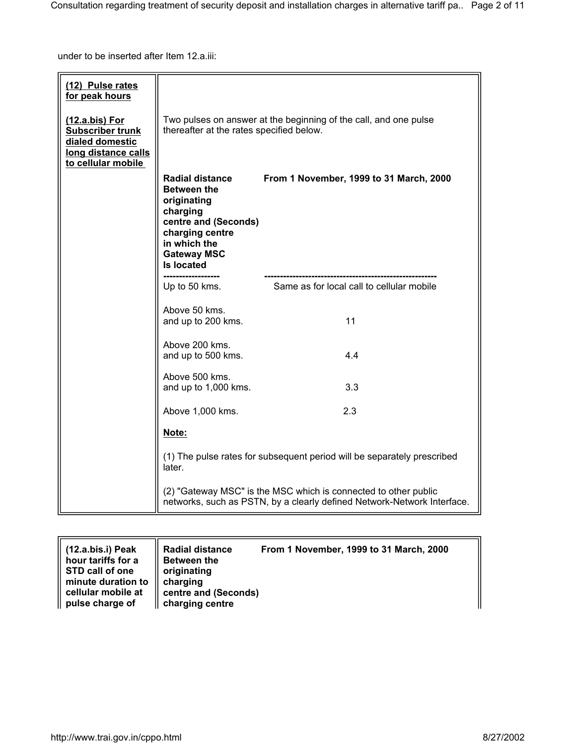under to be inserted after Item 12.a.iii:

| **(12) Pulse rates for peak hours** | |
|---|---|
| **(12.a.bis) For Subscriber trunk dialed domestic long distance calls to cellular mobile** | Two pulses on answer at the beginning of the call, and one pulse thereafter at the rates specified below. |

| Radial distance Between the originating charging centre and charging centre in which the Gateway MSC Is located | From 1 November, 1999 to 31 March, 2000 (Seconds) |
|---|---|
| Up to 50 kms. | Same as for local call to cellular mobile |
| Above 50 kms. and up to 200 kms. | 11 |
| Above 200 kms. and up to 500 kms. | 4.4 |
| Above 500 kms. and up to 1,000 kms. | 3.3 |
| Above 1,000 kms. | 2.3 |

**Note:**

(1) The pulse rates for subsequent period will be separately prescribed later.

(2) "Gateway MSC" is the MSC which is connected to other public networks, such as PSTN, by a clearly defined Network-Network Interface.

| **(12.a.bis.i) Peak hour tariffs for a STD call of one minute duration to cellular mobile at pulse charge of** | **Radial distance Between the originating charging centre and charging centre (Seconds)** | **From 1 November, 1999 to 31 March, 2000** |
|---|---|---|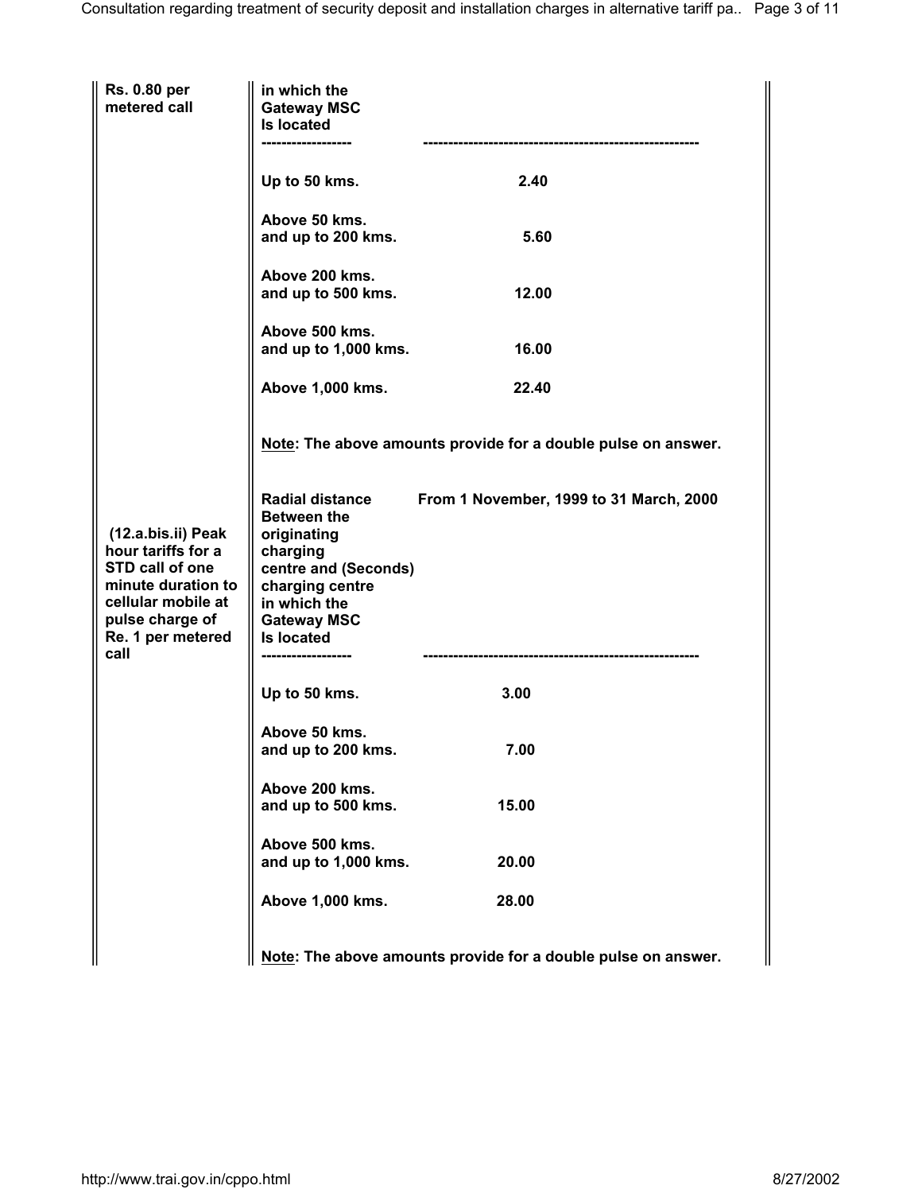| | | |
|---|---|---|
| Rs. 0.80 per metered call | in which the Gateway MSC Is located | |
| | Up to 50 kms. | 2.40 |
| | Above 50 kms. and up to 200 kms. | 5.60 |
| | Above 200 kms. and up to 500 kms. | 12.00 |
| | Above 500 kms. and up to 1,000 kms. | 16.00 |
| | Above 1,000 kms. | 22.40 |
| | **Note**: The above amounts provide for a double pulse on answer. | |
| (12.a.bis.ii) Peak hour tariffs for a STD call of one minute duration to cellular mobile at pulse charge of Re. 1 per metered call | Radial distance Between the originating charging centre and (Seconds) charging centre in which the Gateway MSC Is located | From 1 November, 1999 to 31 March, 2000 |
| | Up to 50 kms. | 3.00 |
| | Above 50 kms. and up to 200 kms. | 7.00 |
| | Above 200 kms. and up to 500 kms. | 15.00 |
| | Above 500 kms. and up to 1,000 kms. | 20.00 |
| | Above 1,000 kms. | 28.00 |
| | **Note**: The above amounts provide for a double pulse on answer. | |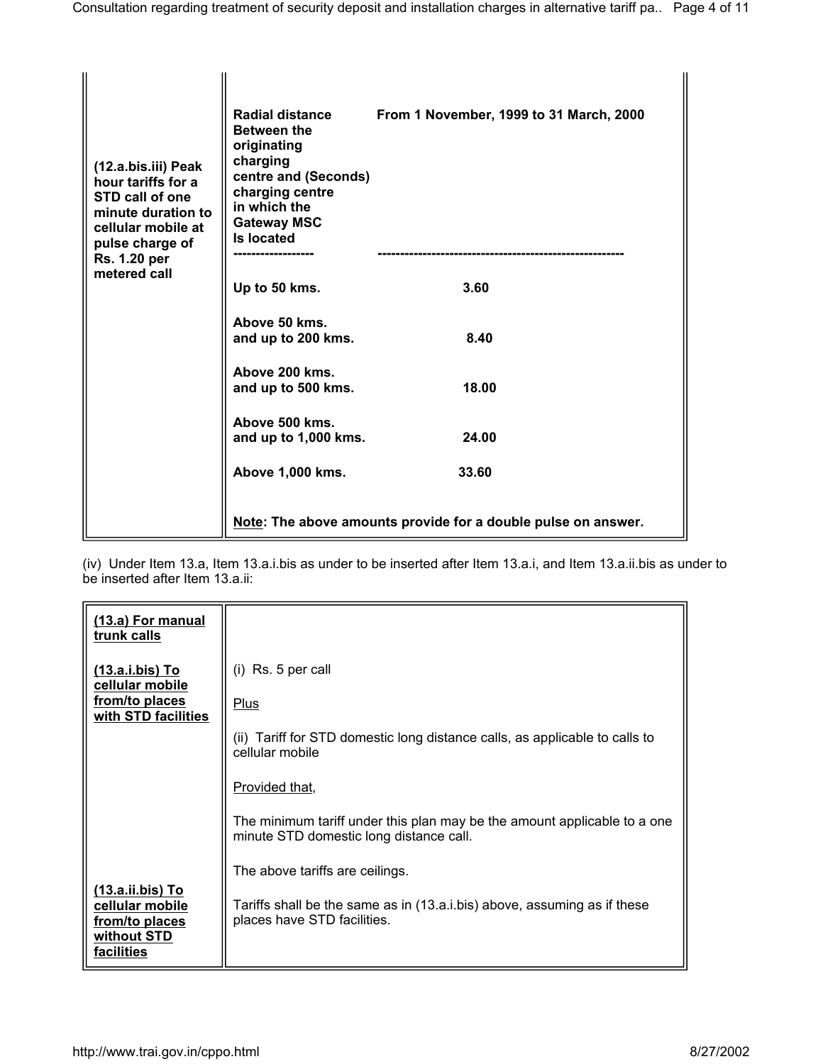| (12.a.bis.iii) Peak hour tariffs for a STD call of one minute duration to cellular mobile at pulse charge of Rs. 1.20 per metered call | **Radial distance Between the originating charging centre and (Seconds) charging centre in which the Gateway MSC Is located** | **From 1 November, 1999 to 31 March, 2000** |
|---|---|---|
| | **Up to 50 kms.** | **3.60** |
| | **Above 50 kms. and up to 200 kms.** | **8.40** |
| | **Above 200 kms. and up to 500 kms.** | **18.00** |
| | **Above 500 kms. and up to 1,000 kms.** | **24.00** |
| | **Above 1,000 kms.** | **33.60** |
| | **Note: The above amounts provide for a double pulse on answer.** | |

(iv) Under Item 13.a, Item 13.a.i.bis as under to be inserted after Item 13.a.i, and Item 13.a.ii.bis as under to be inserted after Item 13.a.ii:

| **(13.a) For manual trunk calls** | |
|---|---|
| **(13.a.i.bis) To cellular mobile from/to places with STD facilities** | (i) Rs. 5 per call<br><br>Plus<br><br>(ii) Tariff for STD domestic long distance calls, as applicable to calls to cellular mobile<br><br>Provided that,<br><br>The minimum tariff under this plan may be the amount applicable to a one minute STD domestic long distance call.<br><br>The above tariffs are ceilings. |
| **(13.a.ii.bis) To cellular mobile from/to places without STD facilities** | Tariffs shall be the same as in (13.a.i.bis) above, assuming as if these places have STD facilities. |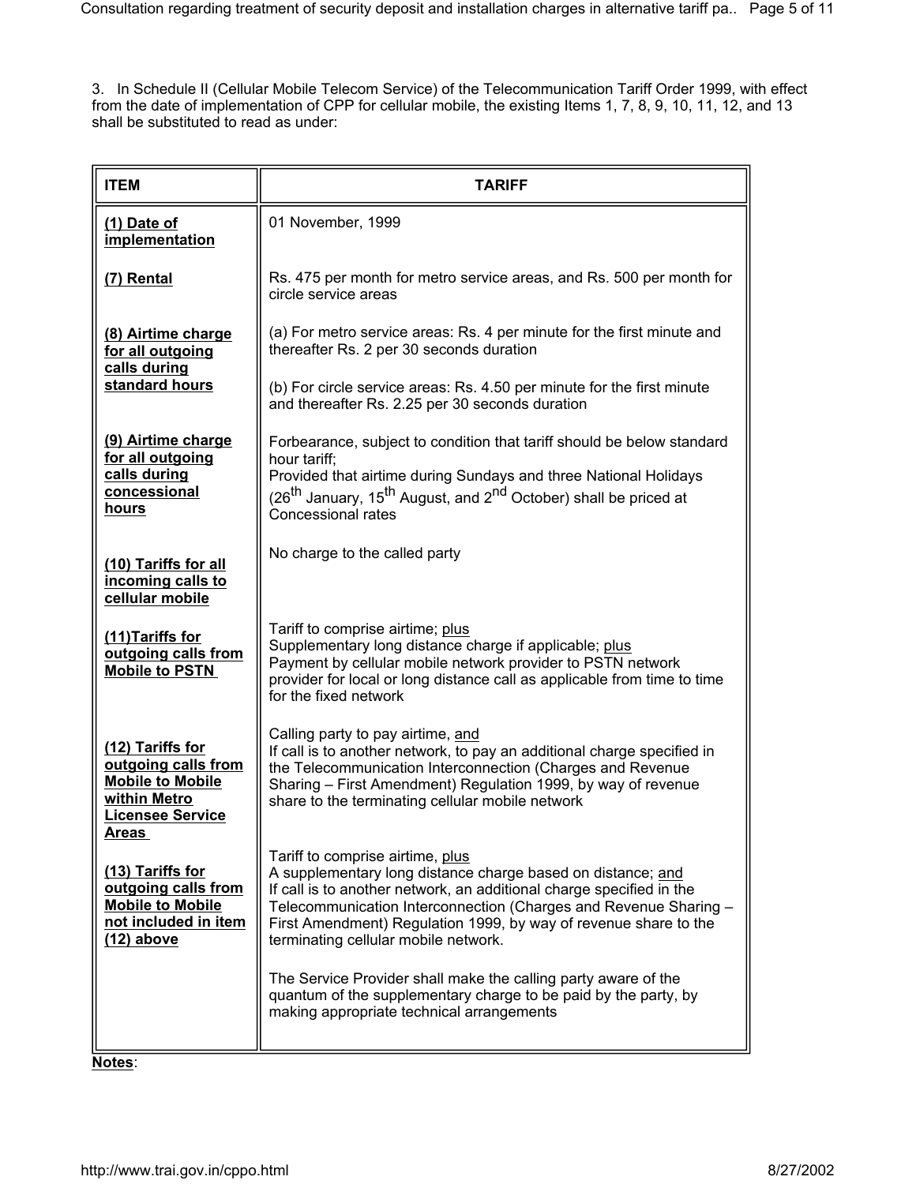3. In Schedule II (Cellular Mobile Telecom Service) of the Telecommunication Tariff Order 1999, with effect from the date of implementation of CPP for cellular mobile, the existing Items 1, 7, 8, 9, 10, 11, 12, and 13 shall be substituted to read as under:

| ITEM | TARIFF |
|---|---|
| (1) Date of implementation | 01 November, 1999 |
| (7) Rental | Rs. 475 per month for metro service areas, and Rs. 500 per month for circle service areas |
| (8) Airtime charge for all outgoing calls during standard hours | (a) For metro service areas: Rs. 4 per minute for the first minute and thereafter Rs. 2 per 30 seconds duration<br><br>(b) For circle service areas: Rs. 4.50 per minute for the first minute and thereafter Rs. 2.25 per 30 seconds duration |
| (9) Airtime charge for all outgoing calls during concessional hours | Forbearance, subject to condition that tariff should be below standard hour tariff;<br>Provided that airtime during Sundays and three National Holidays (26th January, 15th August, and 2nd October) shall be priced at Concessional rates |
| (10) Tariffs for all incoming calls to cellular mobile | No charge to the called party |
| (11) Tariffs for outgoing calls from Mobile to PSTN | Tariff to comprise airtime; plus<br>Supplementary long distance charge if applicable; plus<br>Payment by cellular mobile network provider to PSTN network provider for local or long distance call as applicable from time to time for the fixed network |
| (12) Tariffs for outgoing calls from Mobile to Mobile within Metro Licensee Service Areas | Calling party to pay airtime, and<br>If call is to another network, to pay an additional charge specified in the Telecommunication Interconnection (Charges and Revenue Sharing – First Amendment) Regulation 1999, by way of revenue share to the terminating cellular mobile network |
| (13) Tariffs for outgoing calls from Mobile to Mobile not included in item (12) above | Tariff to comprise airtime, plus<br>A supplementary long distance charge based on distance; and<br>If call is to another network, an additional charge specified in the Telecommunication Interconnection (Charges and Revenue Sharing – First Amendment) Regulation 1999, by way of revenue share to the terminating cellular mobile network.<br><br>The Service Provider shall make the calling party aware of the quantum of the supplementary charge to be paid by the party, by making appropriate technical arrangements |

**Notes**: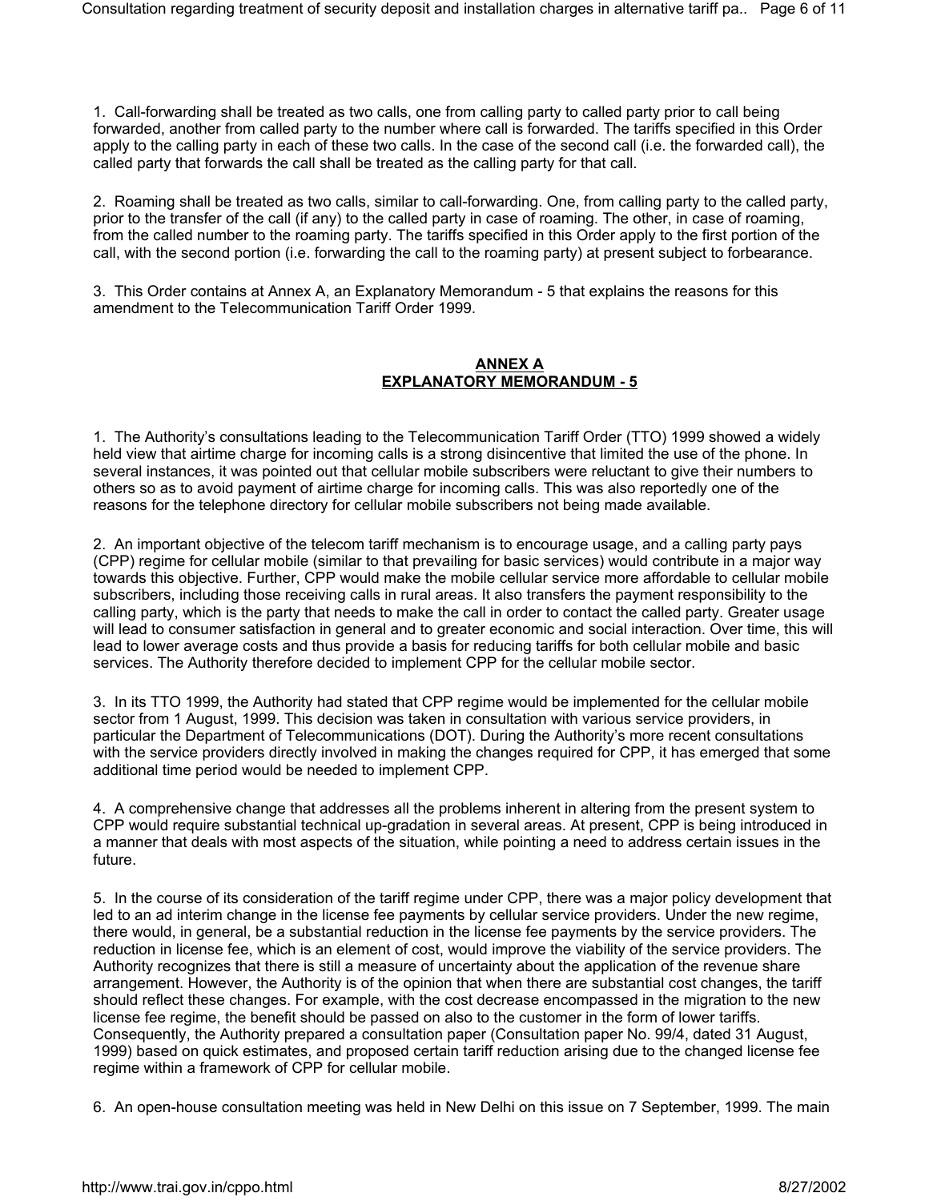1. Call-forwarding shall be treated as two calls, one from calling party to called party prior to call being forwarded, another from called party to the number where call is forwarded. The tariffs specified in this Order apply to the calling party in each of these two calls. In the case of the second call (i.e. the forwarded call), the called party that forwards the call shall be treated as the calling party for that call.

2. Roaming shall be treated as two calls, similar to call-forwarding. One, from calling party to the called party, prior to the transfer of the call (if any) to the called party in case of roaming. The other, in case of roaming, from the called number to the roaming party. The tariffs specified in this Order apply to the first portion of the call, with the second portion (i.e. forwarding the call to the roaming party) at present subject to forbearance.

3. This Order contains at Annex A, an Explanatory Memorandum - 5 that explains the reasons for this amendment to the Telecommunication Tariff Order 1999.

## ANNEX A
## EXPLANATORY MEMORANDUM - 5

1. The Authority's consultations leading to the Telecommunication Tariff Order (TTO) 1999 showed a widely held view that airtime charge for incoming calls is a strong disincentive that limited the use of the phone. In several instances, it was pointed out that cellular mobile subscribers were reluctant to give their numbers to others so as to avoid payment of airtime charge for incoming calls. This was also reportedly one of the reasons for the telephone directory for cellular mobile subscribers not being made available.

2. An important objective of the telecom tariff mechanism is to encourage usage, and a calling party pays (CPP) regime for cellular mobile (similar to that prevailing for basic services) would contribute in a major way towards this objective. Further, CPP would make the mobile cellular service more affordable to cellular mobile subscribers, including those receiving calls in rural areas. It also transfers the payment responsibility to the calling party, which is the party that needs to make the call in order to contact the called party. Greater usage will lead to consumer satisfaction in general and to greater economic and social interaction. Over time, this will lead to lower average costs and thus provide a basis for reducing tariffs for both cellular mobile and basic services. The Authority therefore decided to implement CPP for the cellular mobile sector.

3. In its TTO 1999, the Authority had stated that CPP regime would be implemented for the cellular mobile sector from 1 August, 1999. This decision was taken in consultation with various service providers, in particular the Department of Telecommunications (DOT). During the Authority's more recent consultations with the service providers directly involved in making the changes required for CPP, it has emerged that some additional time period would be needed to implement CPP.

4. A comprehensive change that addresses all the problems inherent in altering from the present system to CPP would require substantial technical up-gradation in several areas. At present, CPP is being introduced in a manner that deals with most aspects of the situation, while pointing a need to address certain issues in the future.

5. In the course of its consideration of the tariff regime under CPP, there was a major policy development that led to an ad interim change in the license fee payments by cellular service providers. Under the new regime, there would, in general, be a substantial reduction in the license fee payments by the service providers. The reduction in license fee, which is an element of cost, would improve the viability of the service providers. The Authority recognizes that there is still a measure of uncertainty about the application of the revenue share arrangement. However, the Authority is of the opinion that when there are substantial cost changes, the tariff should reflect these changes. For example, with the cost decrease encompassed in the migration to the new license fee regime, the benefit should be passed on also to the customer in the form of lower tariffs. Consequently, the Authority prepared a consultation paper (Consultation paper No. 99/4, dated 31 August, 1999) based on quick estimates, and proposed certain tariff reduction arising due to the changed license fee regime within a framework of CPP for cellular mobile.

6. An open-house consultation meeting was held in New Delhi on this issue on 7 September, 1999. The main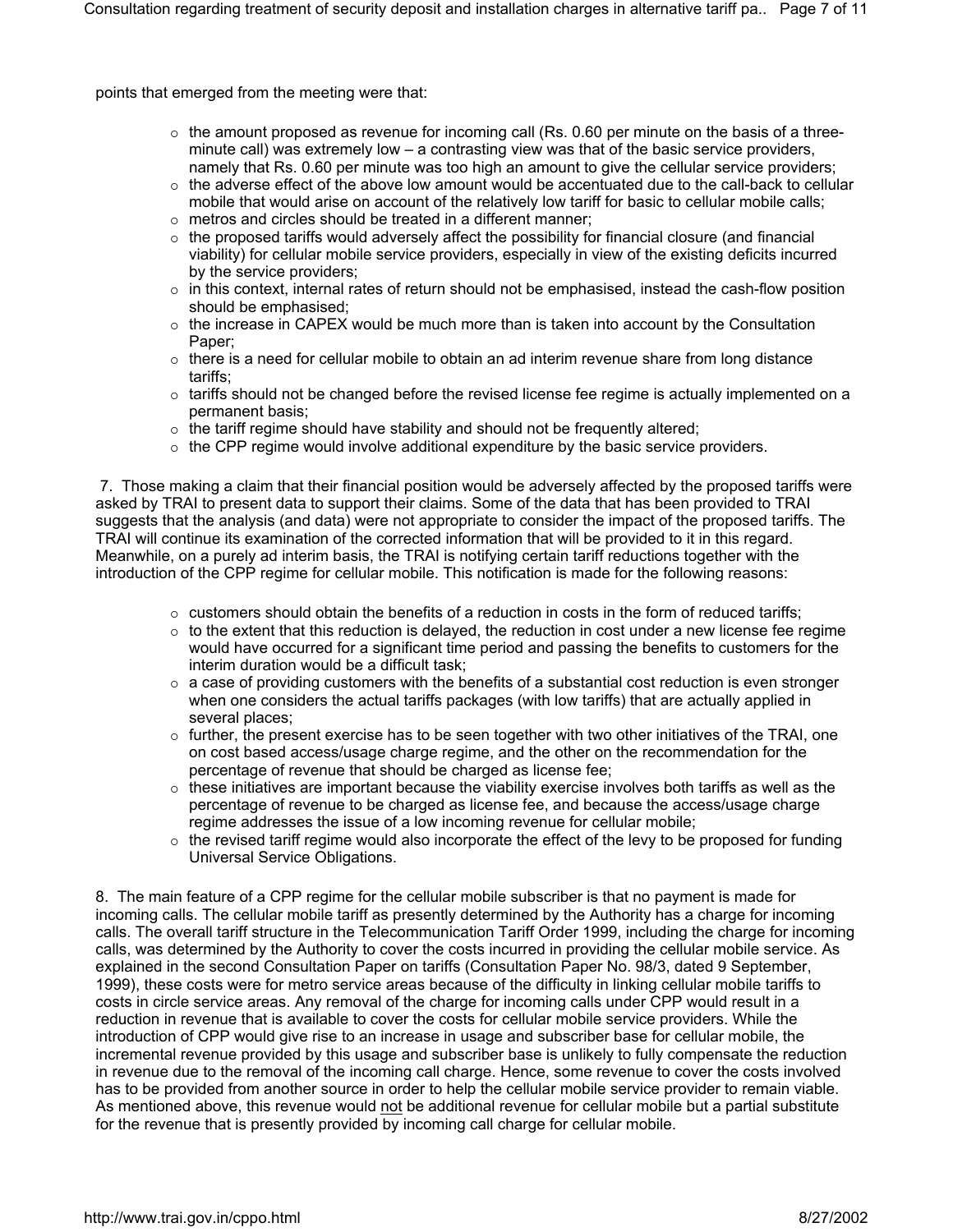points that emerged from the meeting were that:

- the amount proposed as revenue for incoming call (Rs. 0.60 per minute on the basis of a three-minute call) was extremely low – a contrasting view was that of the basic service providers, namely that Rs. 0.60 per minute was too high an amount to give the cellular service providers;
- the adverse effect of the above low amount would be accentuated due to the call-back to cellular mobile that would arise on account of the relatively low tariff for basic to cellular mobile calls;
- metros and circles should be treated in a different manner;
- the proposed tariffs would adversely affect the possibility for financial closure (and financial viability) for cellular mobile service providers, especially in view of the existing deficits incurred by the service providers;
- in this context, internal rates of return should not be emphasised, instead the cash-flow position should be emphasised;
- the increase in CAPEX would be much more than is taken into account by the Consultation Paper;
- there is a need for cellular mobile to obtain an ad interim revenue share from long distance tariffs;
- tariffs should not be changed before the revised license fee regime is actually implemented on a permanent basis;
- the tariff regime should have stability and should not be frequently altered;
- the CPP regime would involve additional expenditure by the basic service providers.

7. Those making a claim that their financial position would be adversely affected by the proposed tariffs were asked by TRAI to present data to support their claims. Some of the data that has been provided to TRAI suggests that the analysis (and data) were not appropriate to consider the impact of the proposed tariffs. The TRAI will continue its examination of the corrected information that will be provided to it in this regard. Meanwhile, on a purely ad interim basis, the TRAI is notifying certain tariff reductions together with the introduction of the CPP regime for cellular mobile. This notification is made for the following reasons:

- customers should obtain the benefits of a reduction in costs in the form of reduced tariffs;
- to the extent that this reduction is delayed, the reduction in cost under a new license fee regime would have occurred for a significant time period and passing the benefits to customers for the interim duration would be a difficult task;
- a case of providing customers with the benefits of a substantial cost reduction is even stronger when one considers the actual tariffs packages (with low tariffs) that are actually applied in several places;
- further, the present exercise has to be seen together with two other initiatives of the TRAI, one on cost based access/usage charge regime, and the other on the recommendation for the percentage of revenue that should be charged as license fee;
- these initiatives are important because the viability exercise involves both tariffs as well as the percentage of revenue to be charged as license fee, and because the access/usage charge regime addresses the issue of a low incoming revenue for cellular mobile;
- the revised tariff regime would also incorporate the effect of the levy to be proposed for funding Universal Service Obligations.

8. The main feature of a CPP regime for the cellular mobile subscriber is that no payment is made for incoming calls. The cellular mobile tariff as presently determined by the Authority has a charge for incoming calls. The overall tariff structure in the Telecommunication Tariff Order 1999, including the charge for incoming calls, was determined by the Authority to cover the costs incurred in providing the cellular mobile service. As explained in the second Consultation Paper on tariffs (Consultation Paper No. 98/3, dated 9 September, 1999), these costs were for metro service areas because of the difficulty in linking cellular mobile tariffs to costs in circle service areas. Any removal of the charge for incoming calls under CPP would result in a reduction in revenue that is available to cover the costs for cellular mobile service providers. While the introduction of CPP would give rise to an increase in usage and subscriber base for cellular mobile, the incremental revenue provided by this usage and subscriber base is unlikely to fully compensate the reduction in revenue due to the removal of the incoming call charge. Hence, some revenue to cover the costs involved has to be provided from another source in order to help the cellular mobile service provider to remain viable. As mentioned above, this revenue would <u>not</u> be additional revenue for cellular mobile but a partial substitute for the revenue that is presently provided by incoming call charge for cellular mobile.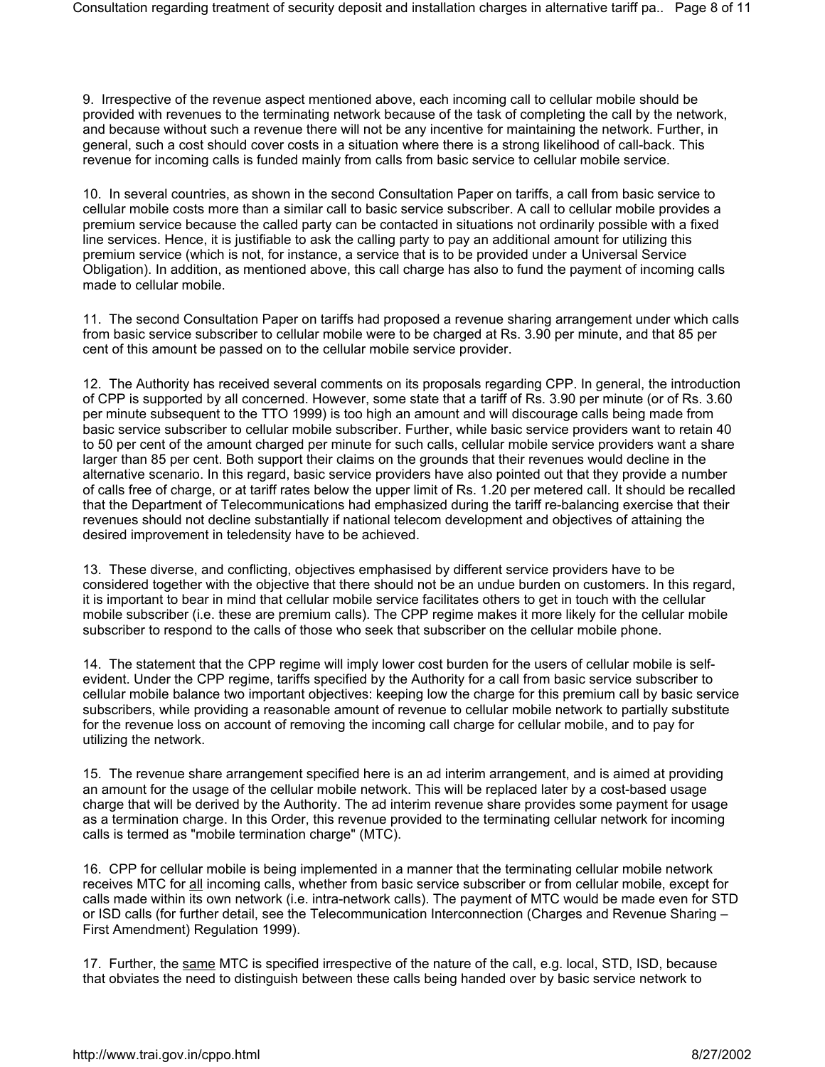9. Irrespective of the revenue aspect mentioned above, each incoming call to cellular mobile should be provided with revenues to the terminating network because of the task of completing the call by the network, and because without such a revenue there will not be any incentive for maintaining the network. Further, in general, such a cost should cover costs in a situation where there is a strong likelihood of call-back. This revenue for incoming calls is funded mainly from calls from basic service to cellular mobile service.

10. In several countries, as shown in the second Consultation Paper on tariffs, a call from basic service to cellular mobile costs more than a similar call to basic service subscriber. A call to cellular mobile provides a premium service because the called party can be contacted in situations not ordinarily possible with a fixed line services. Hence, it is justifiable to ask the calling party to pay an additional amount for utilizing this premium service (which is not, for instance, a service that is to be provided under a Universal Service Obligation). In addition, as mentioned above, this call charge has also to fund the payment of incoming calls made to cellular mobile.

11. The second Consultation Paper on tariffs had proposed a revenue sharing arrangement under which calls from basic service subscriber to cellular mobile were to be charged at Rs. 3.90 per minute, and that 85 per cent of this amount be passed on to the cellular mobile service provider.

12. The Authority has received several comments on its proposals regarding CPP. In general, the introduction of CPP is supported by all concerned. However, some state that a tariff of Rs. 3.90 per minute (or of Rs. 3.60 per minute subsequent to the TTO 1999) is too high an amount and will discourage calls being made from basic service subscriber to cellular mobile subscriber. Further, while basic service providers want to retain 40 to 50 per cent of the amount charged per minute for such calls, cellular mobile service providers want a share larger than 85 per cent. Both support their claims on the grounds that their revenues would decline in the alternative scenario. In this regard, basic service providers have also pointed out that they provide a number of calls free of charge, or at tariff rates below the upper limit of Rs. 1.20 per metered call. It should be recalled that the Department of Telecommunications had emphasized during the tariff re-balancing exercise that their revenues should not decline substantially if national telecom development and objectives of attaining the desired improvement in teledensity have to be achieved.

13. These diverse, and conflicting, objectives emphasised by different service providers have to be considered together with the objective that there should not be an undue burden on customers. In this regard, it is important to bear in mind that cellular mobile service facilitates others to get in touch with the cellular mobile subscriber (i.e. these are premium calls). The CPP regime makes it more likely for the cellular mobile subscriber to respond to the calls of those who seek that subscriber on the cellular mobile phone.

14. The statement that the CPP regime will imply lower cost burden for the users of cellular mobile is self-evident. Under the CPP regime, tariffs specified by the Authority for a call from basic service subscriber to cellular mobile balance two important objectives: keeping low the charge for this premium call by basic service subscribers, while providing a reasonable amount of revenue to cellular mobile network to partially substitute for the revenue loss on account of removing the incoming call charge for cellular mobile, and to pay for utilizing the network.

15. The revenue share arrangement specified here is an ad interim arrangement, and is aimed at providing an amount for the usage of the cellular mobile network. This will be replaced later by a cost-based usage charge that will be derived by the Authority. The ad interim revenue share provides some payment for usage as a termination charge. In this Order, this revenue provided to the terminating cellular network for incoming calls is termed as "mobile termination charge" (MTC).

16. CPP for cellular mobile is being implemented in a manner that the terminating cellular mobile network receives MTC for <u>all</u> incoming calls, whether from basic service subscriber or from cellular mobile, except for calls made within its own network (i.e. intra-network calls). The payment of MTC would be made even for STD or ISD calls (for further detail, see the Telecommunication Interconnection (Charges and Revenue Sharing – First Amendment) Regulation 1999).

17. Further, the <u>same</u> MTC is specified irrespective of the nature of the call, e.g. local, STD, ISD, because that obviates the need to distinguish between these calls being handed over by basic service network to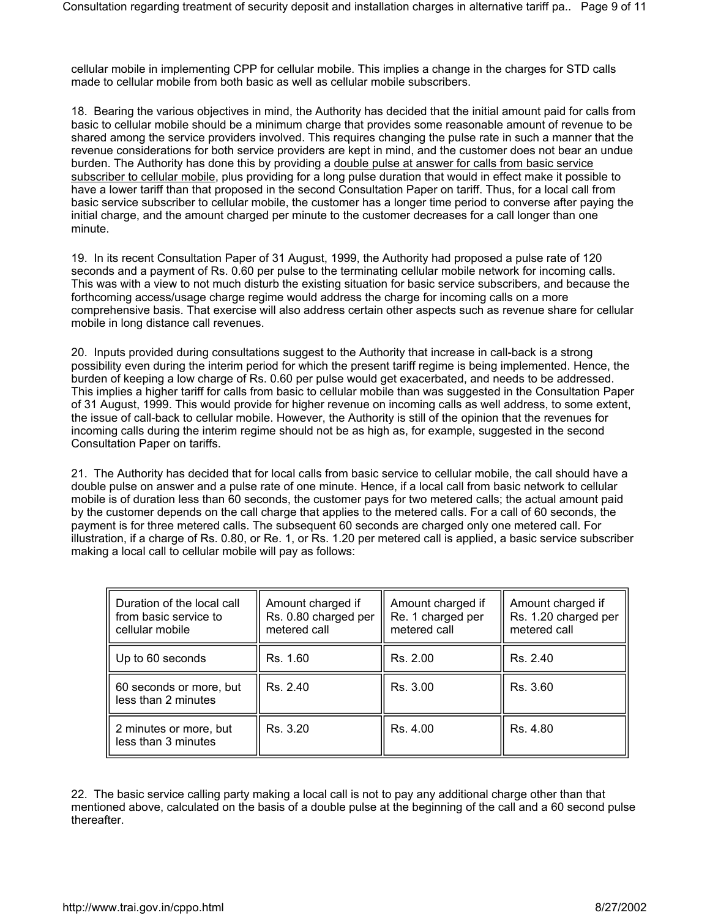cellular mobile in implementing CPP for cellular mobile. This implies a change in the charges for STD calls made to cellular mobile from both basic as well as cellular mobile subscribers.

18. Bearing the various objectives in mind, the Authority has decided that the initial amount paid for calls from basic to cellular mobile should be a minimum charge that provides some reasonable amount of revenue to be shared among the service providers involved. This requires changing the pulse rate in such a manner that the revenue considerations for both service providers are kept in mind, and the customer does not bear an undue burden. The Authority has done this by providing a <u>double pulse at answer for calls from basic service subscriber to cellular mobile</u>, plus providing for a long pulse duration that would in effect make it possible to have a lower tariff than that proposed in the second Consultation Paper on tariff. Thus, for a local call from basic service subscriber to cellular mobile, the customer has a longer time period to converse after paying the initial charge, and the amount charged per minute to the customer decreases for a call longer than one minute.

19. In its recent Consultation Paper of 31 August, 1999, the Authority had proposed a pulse rate of 120 seconds and a payment of Rs. 0.60 per pulse to the terminating cellular mobile network for incoming calls. This was with a view to not much disturb the existing situation for basic service subscribers, and because the forthcoming access/usage charge regime would address the charge for incoming calls on a more comprehensive basis. That exercise will also address certain other aspects such as revenue share for cellular mobile in long distance call revenues.

20. Inputs provided during consultations suggest to the Authority that increase in call-back is a strong possibility even during the interim period for which the present tariff regime is being implemented. Hence, the burden of keeping a low charge of Rs. 0.60 per pulse would get exacerbated, and needs to be addressed. This implies a higher tariff for calls from basic to cellular mobile than was suggested in the Consultation Paper of 31 August, 1999. This would provide for higher revenue on incoming calls as well address, to some extent, the issue of call-back to cellular mobile. However, the Authority is still of the opinion that the revenues for incoming calls during the interim regime should not be as high as, for example, suggested in the second Consultation Paper on tariffs.

21. The Authority has decided that for local calls from basic service to cellular mobile, the call should have a double pulse on answer and a pulse rate of one minute. Hence, if a local call from basic network to cellular mobile is of duration less than 60 seconds, the customer pays for two metered calls; the actual amount paid by the customer depends on the call charge that applies to the metered calls. For a call of 60 seconds, the payment is for three metered calls. The subsequent 60 seconds are charged only one metered call. For illustration, if a charge of Rs. 0.80, or Re. 1, or Rs. 1.20 per metered call is applied, a basic service subscriber making a local call to cellular mobile will pay as follows:

| Duration of the local call from basic service to cellular mobile | Amount charged if Rs. 0.80 charged per metered call | Amount charged if Re. 1 charged per metered call | Amount charged if Rs. 1.20 charged per metered call |
|---|---|---|---|
| Up to 60 seconds | Rs. 1.60 | Rs. 2.00 | Rs. 2.40 |
| 60 seconds or more, but less than 2 minutes | Rs. 2.40 | Rs. 3.00 | Rs. 3.60 |
| 2 minutes or more, but less than 3 minutes | Rs. 3.20 | Rs. 4.00 | Rs. 4.80 |

22. The basic service calling party making a local call is not to pay any additional charge other than that mentioned above, calculated on the basis of a double pulse at the beginning of the call and a 60 second pulse thereafter.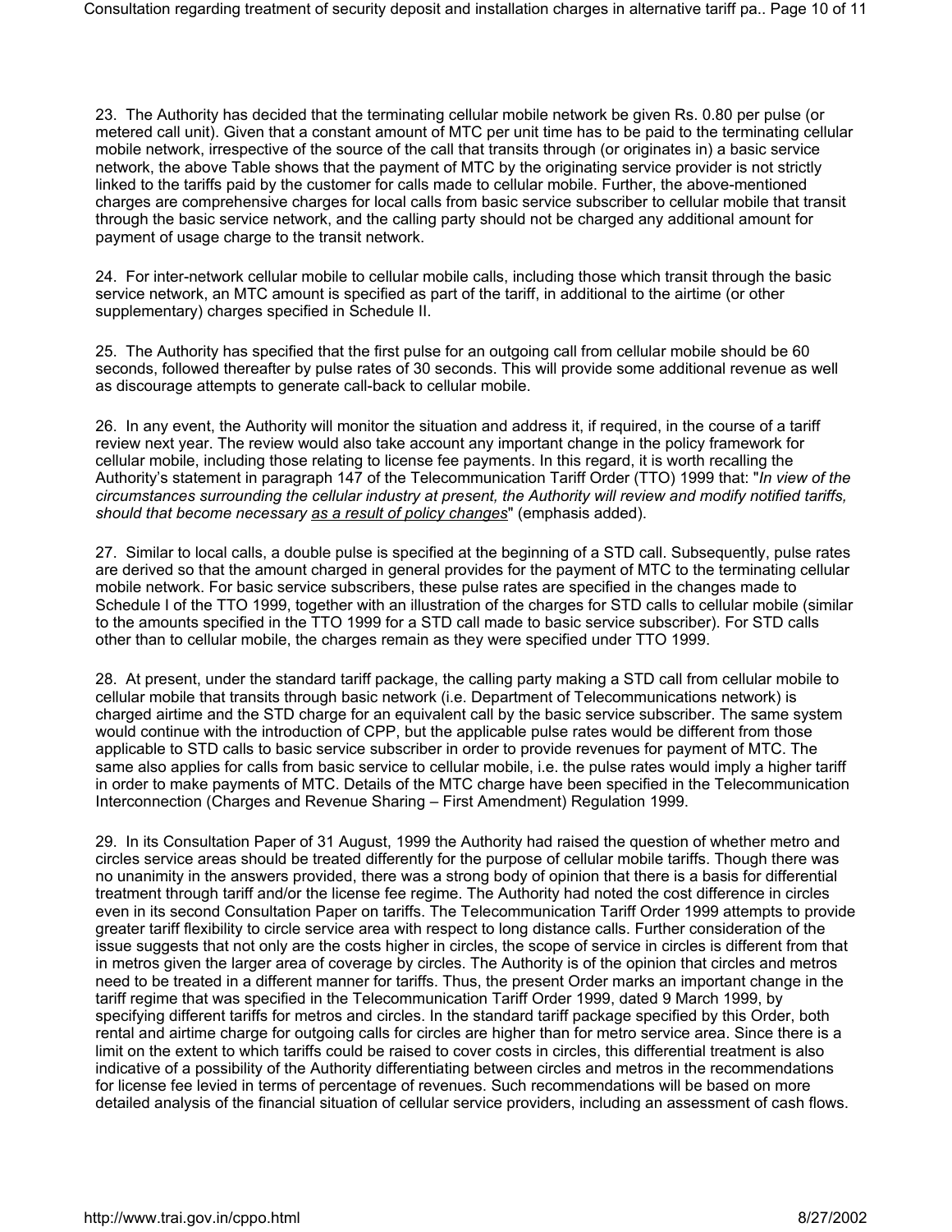23. The Authority has decided that the terminating cellular mobile network be given Rs. 0.80 per pulse (or metered call unit). Given that a constant amount of MTC per unit time has to be paid to the terminating cellular mobile network, irrespective of the source of the call that transits through (or originates in) a basic service network, the above Table shows that the payment of MTC by the originating service provider is not strictly linked to the tariffs paid by the customer for calls made to cellular mobile. Further, the above-mentioned charges are comprehensive charges for local calls from basic service subscriber to cellular mobile that transit through the basic service network, and the calling party should not be charged any additional amount for payment of usage charge to the transit network.

24. For inter-network cellular mobile to cellular mobile calls, including those which transit through the basic service network, an MTC amount is specified as part of the tariff, in additional to the airtime (or other supplementary) charges specified in Schedule II.

25. The Authority has specified that the first pulse for an outgoing call from cellular mobile should be 60 seconds, followed thereafter by pulse rates of 30 seconds. This will provide some additional revenue as well as discourage attempts to generate call-back to cellular mobile.

26. In any event, the Authority will monitor the situation and address it, if required, in the course of a tariff review next year. The review would also take account any important change in the policy framework for cellular mobile, including those relating to license fee payments. In this regard, it is worth recalling the Authority's statement in paragraph 147 of the Telecommunication Tariff Order (TTO) 1999 that: "*In view of the circumstances surrounding the cellular industry at present, the Authority will review and modify notified tariffs, should that become necessary as a result of policy changes*" (emphasis added).

27. Similar to local calls, a double pulse is specified at the beginning of a STD call. Subsequently, pulse rates are derived so that the amount charged in general provides for the payment of MTC to the terminating cellular mobile network. For basic service subscribers, these pulse rates are specified in the changes made to Schedule I of the TTO 1999, together with an illustration of the charges for STD calls to cellular mobile (similar to the amounts specified in the TTO 1999 for a STD call made to basic service subscriber). For STD calls other than to cellular mobile, the charges remain as they were specified under TTO 1999.

28. At present, under the standard tariff package, the calling party making a STD call from cellular mobile to cellular mobile that transits through basic network (i.e. Department of Telecommunications network) is charged airtime and the STD charge for an equivalent call by the basic service subscriber. The same system would continue with the introduction of CPP, but the applicable pulse rates would be different from those applicable to STD calls to basic service subscriber in order to provide revenues for payment of MTC. The same also applies for calls from basic service to cellular mobile, i.e. the pulse rates would imply a higher tariff in order to make payments of MTC. Details of the MTC charge have been specified in the Telecommunication Interconnection (Charges and Revenue Sharing – First Amendment) Regulation 1999.

29. In its Consultation Paper of 31 August, 1999 the Authority had raised the question of whether metro and circles service areas should be treated differently for the purpose of cellular mobile tariffs. Though there was no unanimity in the answers provided, there was a strong body of opinion that there is a basis for differential treatment through tariff and/or the license fee regime. The Authority had noted the cost difference in circles even in its second Consultation Paper on tariffs. The Telecommunication Tariff Order 1999 attempts to provide greater tariff flexibility to circle service area with respect to long distance calls. Further consideration of the issue suggests that not only are the costs higher in circles, the scope of service in circles is different from that in metros given the larger area of coverage by circles. The Authority is of the opinion that circles and metros need to be treated in a different manner for tariffs. Thus, the present Order marks an important change in the tariff regime that was specified in the Telecommunication Tariff Order 1999, dated 9 March 1999, by specifying different tariffs for metros and circles. In the standard tariff package specified by this Order, both rental and airtime charge for outgoing calls for circles are higher than for metro service area. Since there is a limit on the extent to which tariffs could be raised to cover costs in circles, this differential treatment is also indicative of a possibility of the Authority differentiating between circles and metros in the recommendations for license fee levied in terms of percentage of revenues. Such recommendations will be based on more detailed analysis of the financial situation of cellular service providers, including an assessment of cash flows.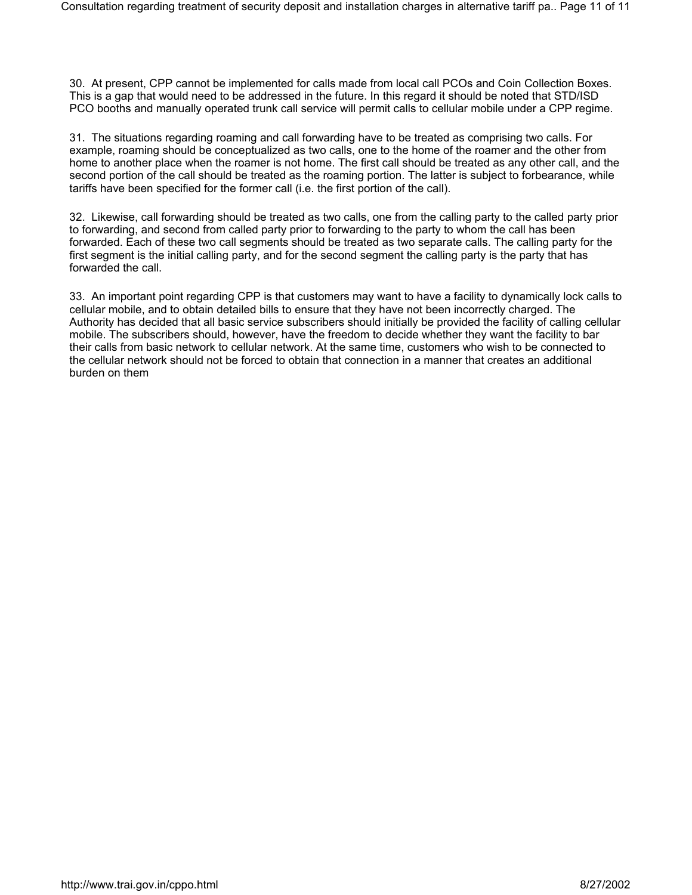30. At present, CPP cannot be implemented for calls made from local call PCOs and Coin Collection Boxes. This is a gap that would need to be addressed in the future. In this regard it should be noted that STD/ISD PCO booths and manually operated trunk call service will permit calls to cellular mobile under a CPP regime.

31. The situations regarding roaming and call forwarding have to be treated as comprising two calls. For example, roaming should be conceptualized as two calls, one to the home of the roamer and the other from home to another place when the roamer is not home. The first call should be treated as any other call, and the second portion of the call should be treated as the roaming portion. The latter is subject to forbearance, while tariffs have been specified for the former call (i.e. the first portion of the call).

32. Likewise, call forwarding should be treated as two calls, one from the calling party to the called party prior to forwarding, and second from called party prior to forwarding to the party to whom the call has been forwarded. Each of these two call segments should be treated as two separate calls. The calling party for the first segment is the initial calling party, and for the second segment the calling party is the party that has forwarded the call.

33. An important point regarding CPP is that customers may want to have a facility to dynamically lock calls to cellular mobile, and to obtain detailed bills to ensure that they have not been incorrectly charged. The Authority has decided that all basic service subscribers should initially be provided the facility of calling cellular mobile. The subscribers should, however, have the freedom to decide whether they want the facility to bar their calls from basic network to cellular network. At the same time, customers who wish to be connected to the cellular network should not be forced to obtain that connection in a manner that creates an additional burden on them